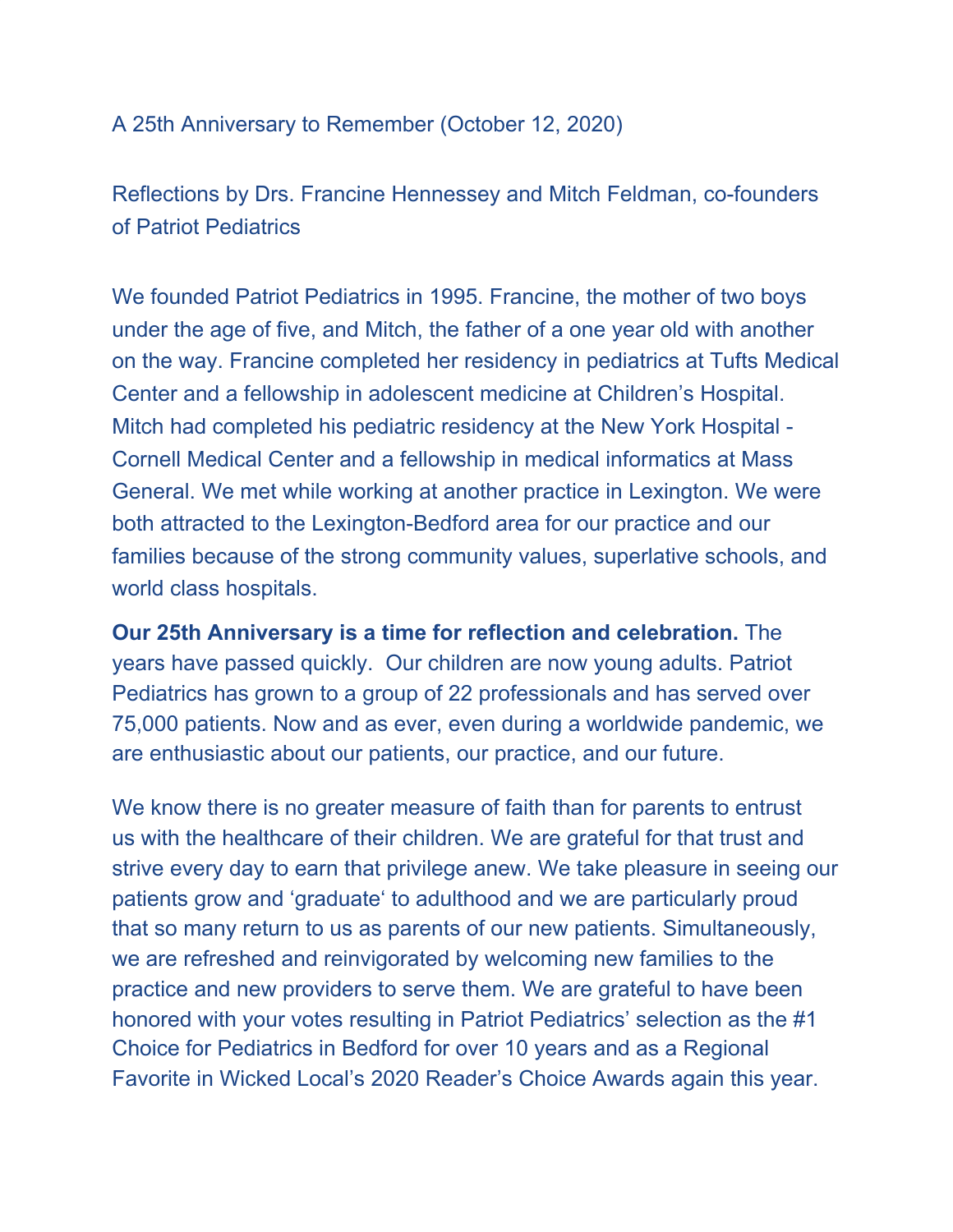A 25th Anniversary to Remember (October 12, 2020)

Reflections by Drs. Francine Hennessey and Mitch Feldman, co-founders of Patriot Pediatrics

We founded Patriot Pediatrics in 1995. Francine, the mother of two boys under the age of five, and Mitch, the father of a one year old with another on the way. Francine completed her residency in pediatrics at Tufts Medical Center and a fellowship in adolescent medicine at Children's Hospital. Mitch had completed his pediatric residency at the New York Hospital - Cornell Medical Center and a fellowship in medical informatics at Mass General. We met while working at another practice in Lexington. We were both attracted to the Lexington-Bedford area for our practice and our families because of the strong community values, superlative schools, and world class hospitals.

**Our 25th Anniversary is a time for reflection and celebration.** The years have passed quickly. Our children are now young adults. Patriot Pediatrics has grown to a group of 22 professionals and has served over 75,000 patients. Now and as ever, even during a worldwide pandemic, we are enthusiastic about our patients, our practice, and our future.

We know there is no greater measure of faith than for parents to entrust us with the healthcare of their children. We are grateful for that trust and strive every day to earn that privilege anew. We take pleasure in seeing our patients grow and 'graduate' to adulthood and we are particularly proud that so many return to us as parents of our new patients. Simultaneously, we are refreshed and reinvigorated by welcoming new families to the practice and new providers to serve them. We are grateful to have been honored with your votes resulting in Patriot Pediatrics' selection as the #1 Choice for Pediatrics in Bedford for over 10 years and as a Regional Favorite in Wicked Local's 2020 Reader's Choice Awards again this year.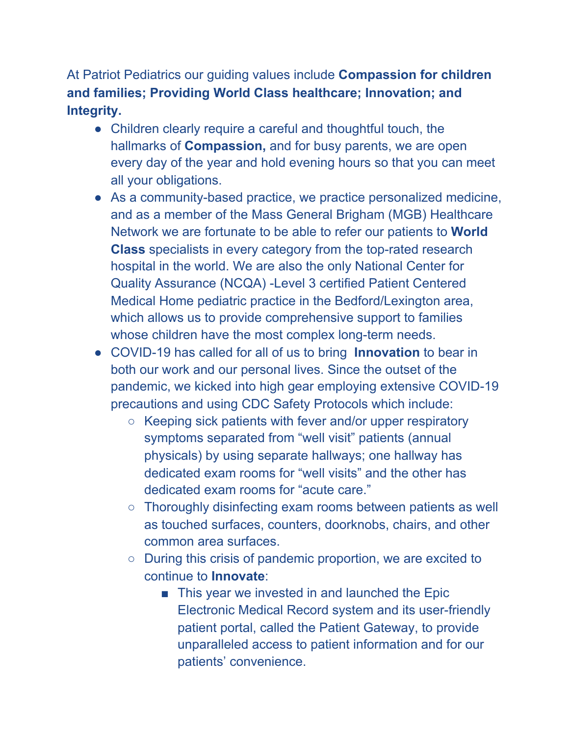At Patriot Pediatrics our guiding values include **Compassion for children and families; Providing World Class healthcare; Innovation; and Integrity.**

- Children clearly require a careful and thoughtful touch, the hallmarks of **Compassion,** and for busy parents, we are open every day of the year and hold evening hours so that you can meet all your obligations.
- As a community-based practice, we practice personalized medicine, and as a member of the Mass General Brigham (MGB) Healthcare Network we are fortunate to be able to refer our patients to **World Class** specialists in every category from the top-rated research hospital in the world. We are also the only National Center for Quality Assurance (NCQA) -Level 3 certified Patient Centered Medical Home pediatric practice in the Bedford/Lexington area, which allows us to provide comprehensive support to families whose children have the most complex long-term needs.
- COVID-19 has called for all of us to bring **Innovation** to bear in both our work and our personal lives. Since the outset of the pandemic, we kicked into high gear employing extensive COVID-19 precautions and using CDC Safety Protocols which include:
    - Keeping sick patients with fever and/or upper respiratory symptoms separated from "well visit" patients (annual physicals) by using separate hallways; one hallway has dedicated exam rooms for "well visits" and the other has dedicated exam rooms for "acute care."
    - Thoroughly disinfecting exam rooms between patients as well as touched surfaces, counters, doorknobs, chairs, and other common area surfaces.
    - During this crisis of pandemic proportion, we are excited to continue to **Innovate**:
        - This year we invested in and launched the Epic Electronic Medical Record system and its user-friendly patient portal, called the Patient Gateway, to provide unparalleled access to patient information and for our patients' convenience.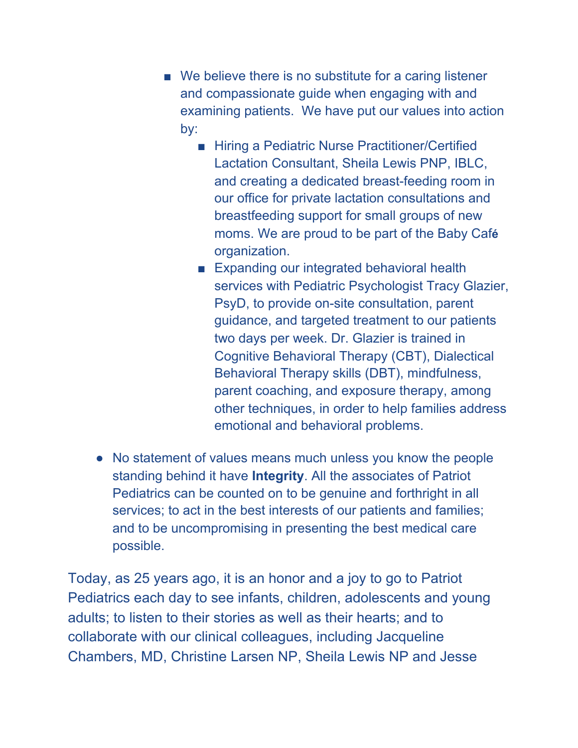- We believe there is no substitute for a caring listener and compassionate guide when engaging with and examining patients. We have put our values into action by:
  - Hiring a Pediatric Nurse Practitioner/Certified Lactation Consultant, Sheila Lewis PNP, IBLC, and creating a dedicated breast-feeding room in our office for private lactation consultations and breastfeeding support for small groups of new moms. We are proud to be part of the Baby Café organization.
  - Expanding our integrated behavioral health services with Pediatric Psychologist Tracy Glazier, PsyD, to provide on-site consultation, parent guidance, and targeted treatment to our patients two days per week. Dr. Glazier is trained in Cognitive Behavioral Therapy (CBT), Dialectical Behavioral Therapy skills (DBT), mindfulness, parent coaching, and exposure therapy, among other techniques, in order to help families address emotional and behavioral problems.

- No statement of values means much unless you know the people standing behind it have **Integrity**. All the associates of Patriot Pediatrics can be counted on to be genuine and forthright in all services; to act in the best interests of our patients and families; and to be uncompromising in presenting the best medical care possible.

Today, as 25 years ago, it is an honor and a joy to go to Patriot Pediatrics each day to see infants, children, adolescents and young adults; to listen to their stories as well as their hearts; and to collaborate with our clinical colleagues, including Jacqueline Chambers, MD, Christine Larsen NP, Sheila Lewis NP and Jesse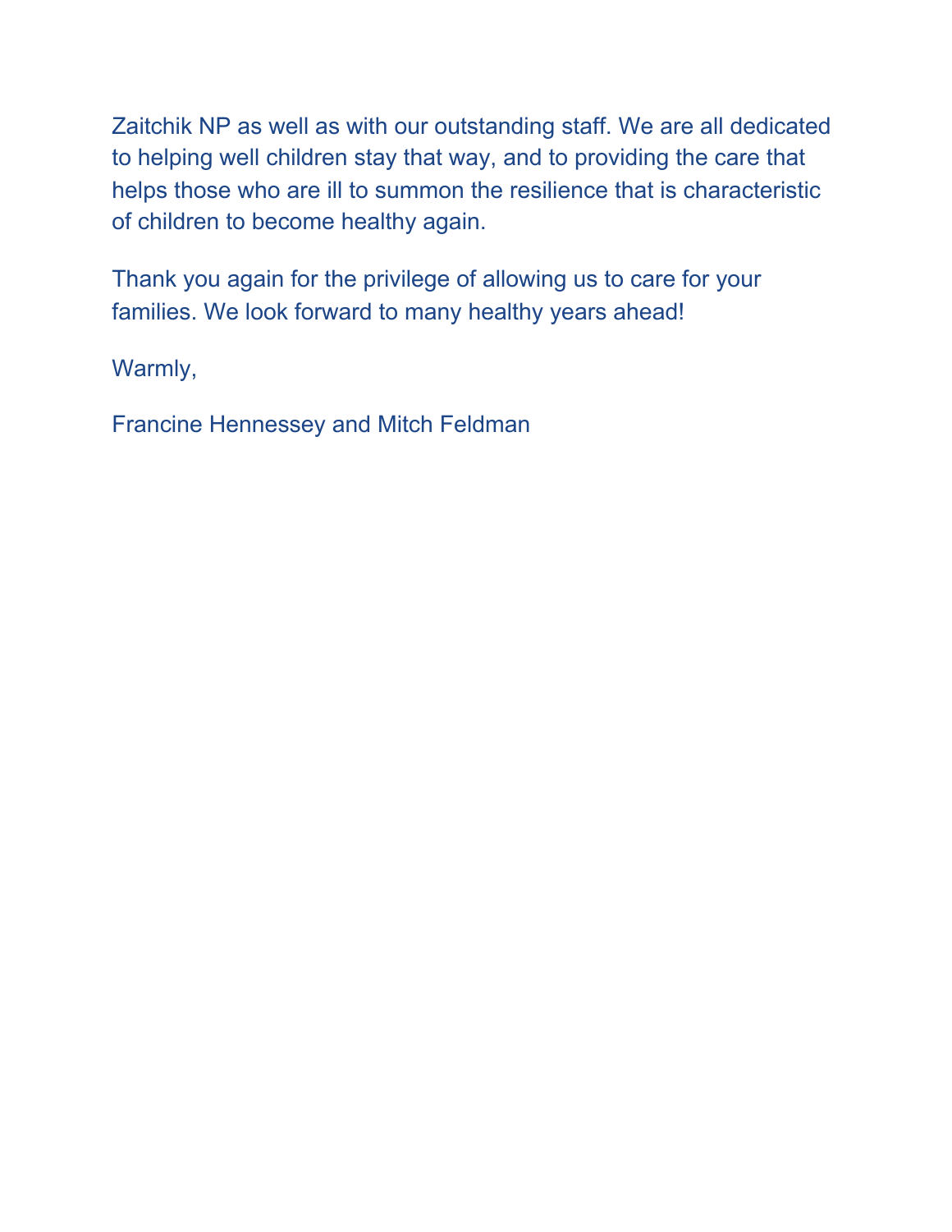Zaitchik NP as well as with our outstanding staff. We are all dedicated to helping well children stay that way, and to providing the care that helps those who are ill to summon the resilience that is characteristic of children to become healthy again.

Thank you again for the privilege of allowing us to care for your families. We look forward to many healthy years ahead!

Warmly,

Francine Hennessey and Mitch Feldman